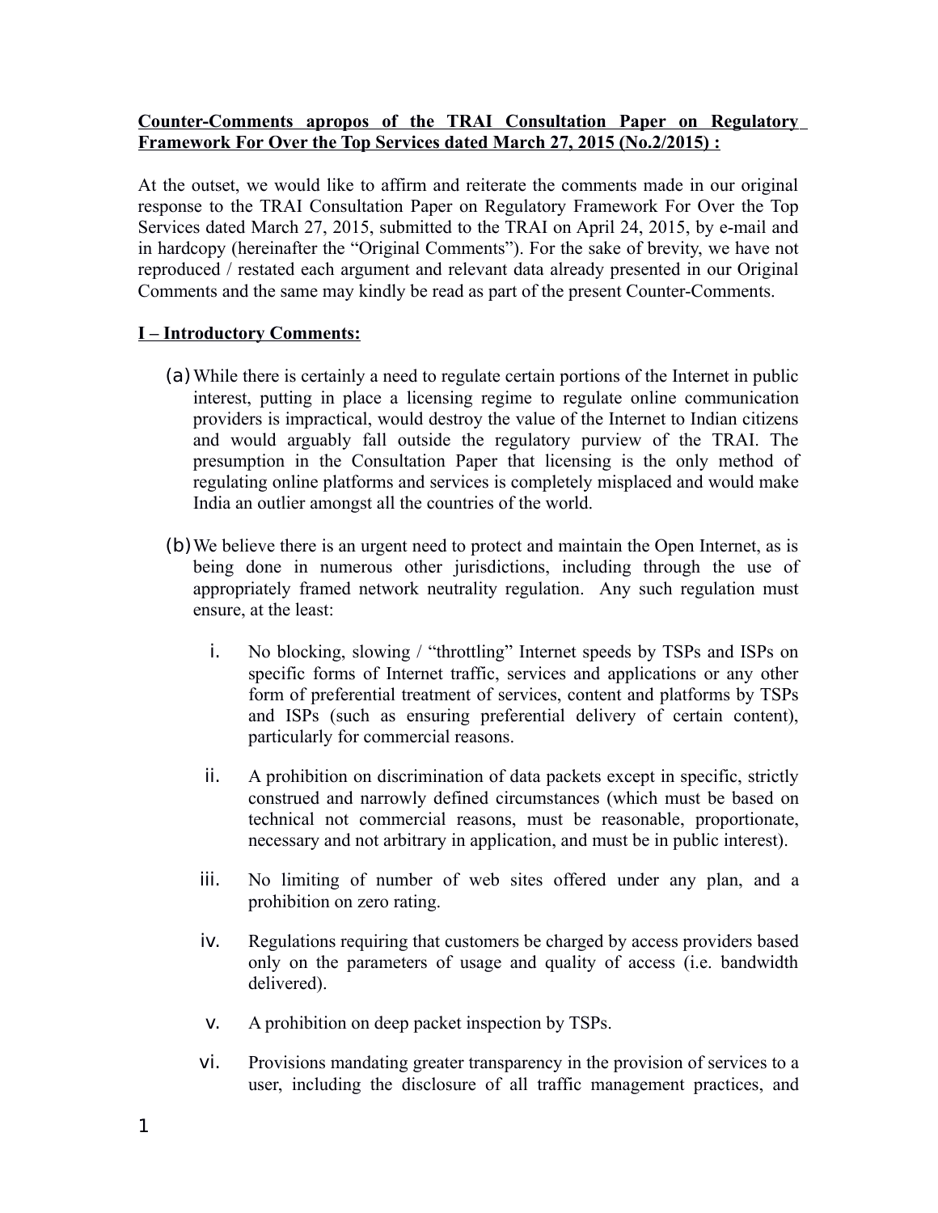**Counter-Comments apropos of the TRAI Consultation Paper on Regulatory Framework For Over the Top Services dated March 27, 2015 (No.2/2015) :**

At the outset, we would like to affirm and reiterate the comments made in our original response to the TRAI Consultation Paper on Regulatory Framework For Over the Top Services dated March 27, 2015, submitted to the TRAI on April 24, 2015, by e-mail and in hardcopy (hereinafter the "Original Comments"). For the sake of brevity, we have not reproduced / restated each argument and relevant data already presented in our Original Comments and the same may kindly be read as part of the present Counter-Comments.

**I – Introductory Comments:**

(a) While there is certainly a need to regulate certain portions of the Internet in public interest, putting in place a licensing regime to regulate online communication providers is impractical, would destroy the value of the Internet to Indian citizens and would arguably fall outside the regulatory purview of the TRAI. The presumption in the Consultation Paper that licensing is the only method of regulating online platforms and services is completely misplaced and would make India an outlier amongst all the countries of the world.

(b) We believe there is an urgent need to protect and maintain the Open Internet, as is being done in numerous other jurisdictions, including through the use of appropriately framed network neutrality regulation. Any such regulation must ensure, at the least:

   i. No blocking, slowing / "throttling" Internet speeds by TSPs and ISPs on specific forms of Internet traffic, services and applications or any other form of preferential treatment of services, content and platforms by TSPs and ISPs (such as ensuring preferential delivery of certain content), particularly for commercial reasons.

   ii. A prohibition on discrimination of data packets except in specific, strictly construed and narrowly defined circumstances (which must be based on technical not commercial reasons, must be reasonable, proportionate, necessary and not arbitrary in application, and must be in public interest).

   iii. No limiting of number of web sites offered under any plan, and a prohibition on zero rating.

   iv. Regulations requiring that customers be charged by access providers based only on the parameters of usage and quality of access (i.e. bandwidth delivered).

   v. A prohibition on deep packet inspection by TSPs.

   vi. Provisions mandating greater transparency in the provision of services to a user, including the disclosure of all traffic management practices, and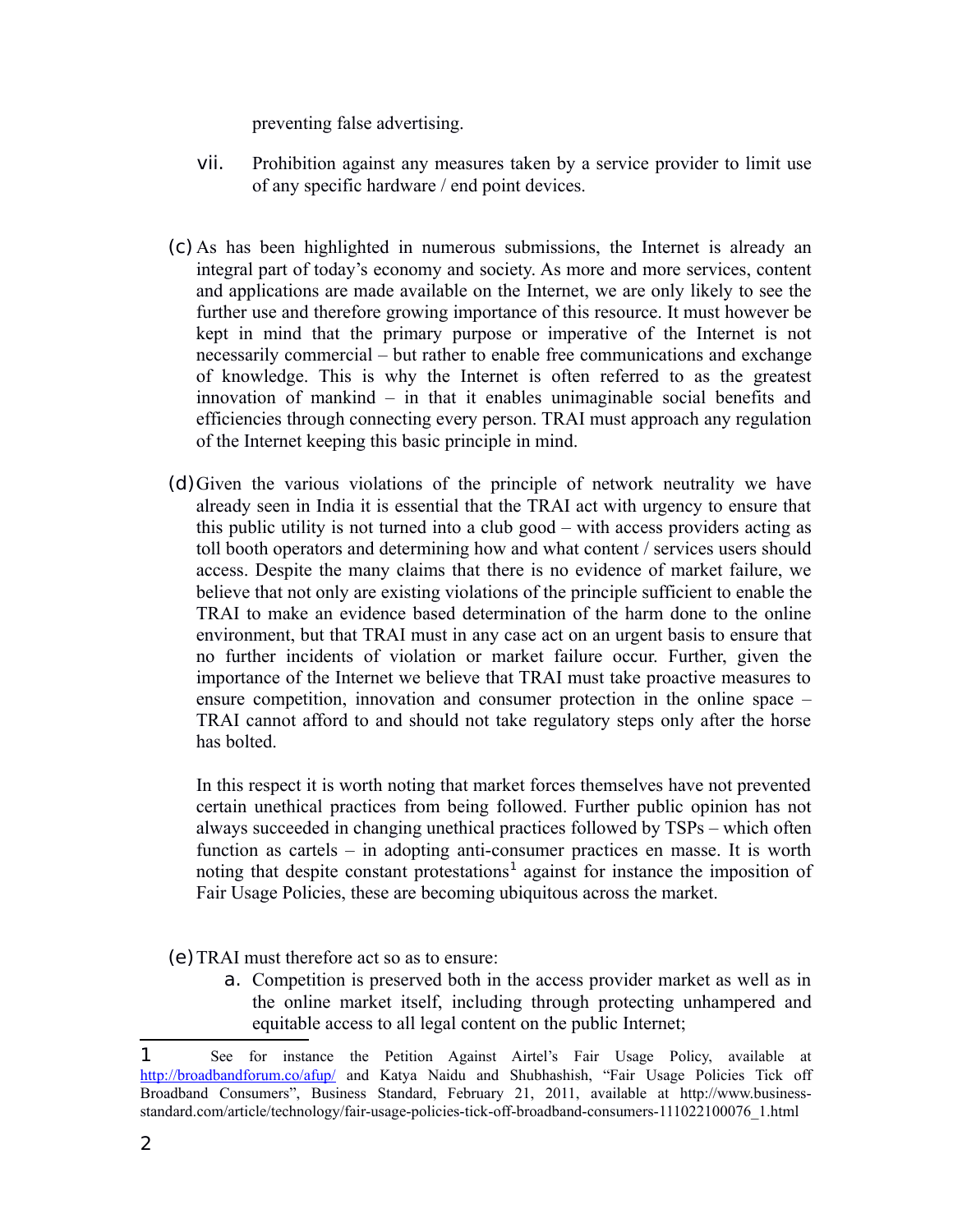preventing false advertising.

vii. Prohibition against any measures taken by a service provider to limit use of any specific hardware / end point devices.

(c) As has been highlighted in numerous submissions, the Internet is already an integral part of today's economy and society. As more and more services, content and applications are made available on the Internet, we are only likely to see the further use and therefore growing importance of this resource. It must however be kept in mind that the primary purpose or imperative of the Internet is not necessarily commercial – but rather to enable free communications and exchange of knowledge. This is why the Internet is often referred to as the greatest innovation of mankind – in that it enables unimaginable social benefits and efficiencies through connecting every person. TRAI must approach any regulation of the Internet keeping this basic principle in mind.

(d) Given the various violations of the principle of network neutrality we have already seen in India it is essential that the TRAI act with urgency to ensure that this public utility is not turned into a club good – with access providers acting as toll booth operators and determining how and what content / services users should access. Despite the many claims that there is no evidence of market failure, we believe that not only are existing violations of the principle sufficient to enable the TRAI to make an evidence based determination of the harm done to the online environment, but that TRAI must in any case act on an urgent basis to ensure that no further incidents of violation or market failure occur. Further, given the importance of the Internet we believe that TRAI must take proactive measures to ensure competition, innovation and consumer protection in the online space – TRAI cannot afford to and should not take regulatory steps only after the horse has bolted.

In this respect it is worth noting that market forces themselves have not prevented certain unethical practices from being followed. Further public opinion has not always succeeded in changing unethical practices followed by TSPs – which often function as cartels – in adopting anti-consumer practices en masse. It is worth noting that despite constant protestations[1] against for instance the imposition of Fair Usage Policies, these are becoming ubiquitous across the market.

(e) TRAI must therefore act so as to ensure:

a. Competition is preserved both in the access provider market as well as in the online market itself, including through protecting unhampered and equitable access to all legal content on the public Internet;

---

[1] See for instance the Petition Against Airtel's Fair Usage Policy, available at http://broadbandforum.co/afup/ and Katya Naidu and Shubhashish, "Fair Usage Policies Tick off Broadband Consumers", Business Standard, February 21, 2011, available at http://www.business-standard.com/article/technology/fair-usage-policies-tick-off-broadband-consumers-111022100076_1.html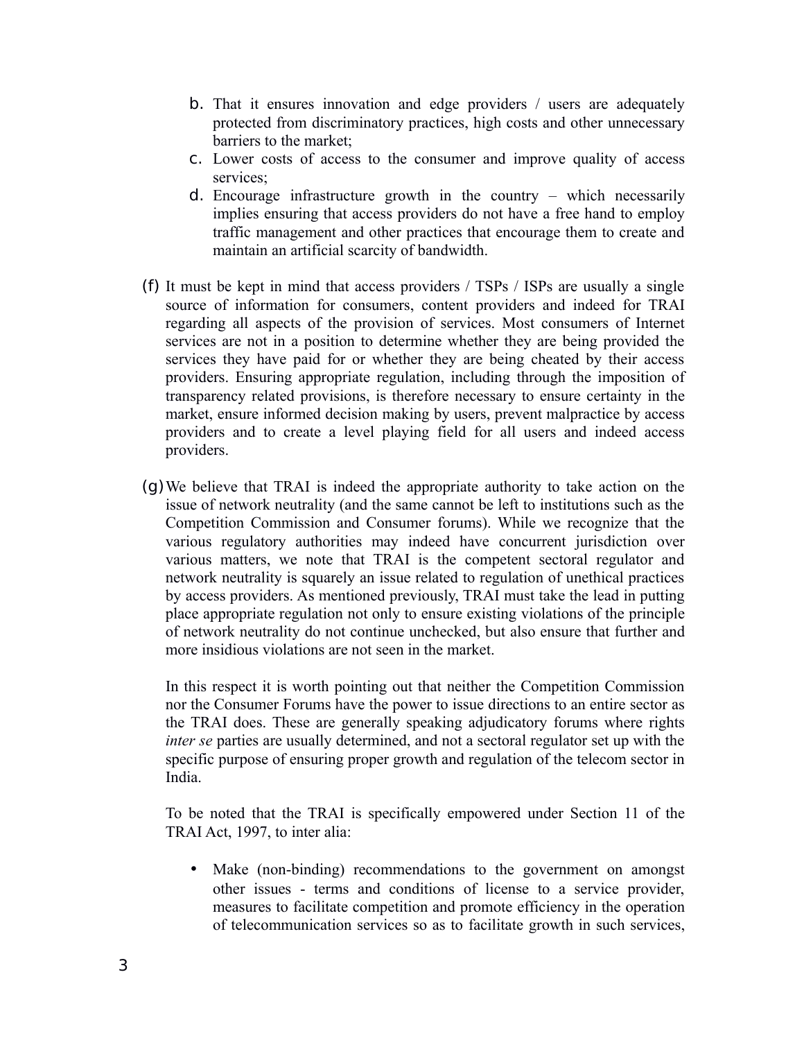b. That it ensures innovation and edge providers / users are adequately protected from discriminatory practices, high costs and other unnecessary barriers to the market;
c. Lower costs of access to the consumer and improve quality of access services;
d. Encourage infrastructure growth in the country – which necessarily implies ensuring that access providers do not have a free hand to employ traffic management and other practices that encourage them to create and maintain an artificial scarcity of bandwidth.

(f) It must be kept in mind that access providers / TSPs / ISPs are usually a single source of information for consumers, content providers and indeed for TRAI regarding all aspects of the provision of services. Most consumers of Internet services are not in a position to determine whether they are being provided the services they have paid for or whether they are being cheated by their access providers. Ensuring appropriate regulation, including through the imposition of transparency related provisions, is therefore necessary to ensure certainty in the market, ensure informed decision making by users, prevent malpractice by access providers and to create a level playing field for all users and indeed access providers.

(g) We believe that TRAI is indeed the appropriate authority to take action on the issue of network neutrality (and the same cannot be left to institutions such as the Competition Commission and Consumer forums). While we recognize that the various regulatory authorities may indeed have concurrent jurisdiction over various matters, we note that TRAI is the competent sectoral regulator and network neutrality is squarely an issue related to regulation of unethical practices by access providers. As mentioned previously, TRAI must take the lead in putting place appropriate regulation not only to ensure existing violations of the principle of network neutrality do not continue unchecked, but also ensure that further and more insidious violations are not seen in the market.

In this respect it is worth pointing out that neither the Competition Commission nor the Consumer Forums have the power to issue directions to an entire sector as the TRAI does. These are generally speaking adjudicatory forums where rights *inter se* parties are usually determined, and not a sectoral regulator set up with the specific purpose of ensuring proper growth and regulation of the telecom sector in India.

To be noted that the TRAI is specifically empowered under Section 11 of the TRAI Act, 1997, to inter alia:

- Make (non-binding) recommendations to the government on amongst other issues - terms and conditions of license to a service provider, measures to facilitate competition and promote efficiency in the operation of telecommunication services so as to facilitate growth in such services,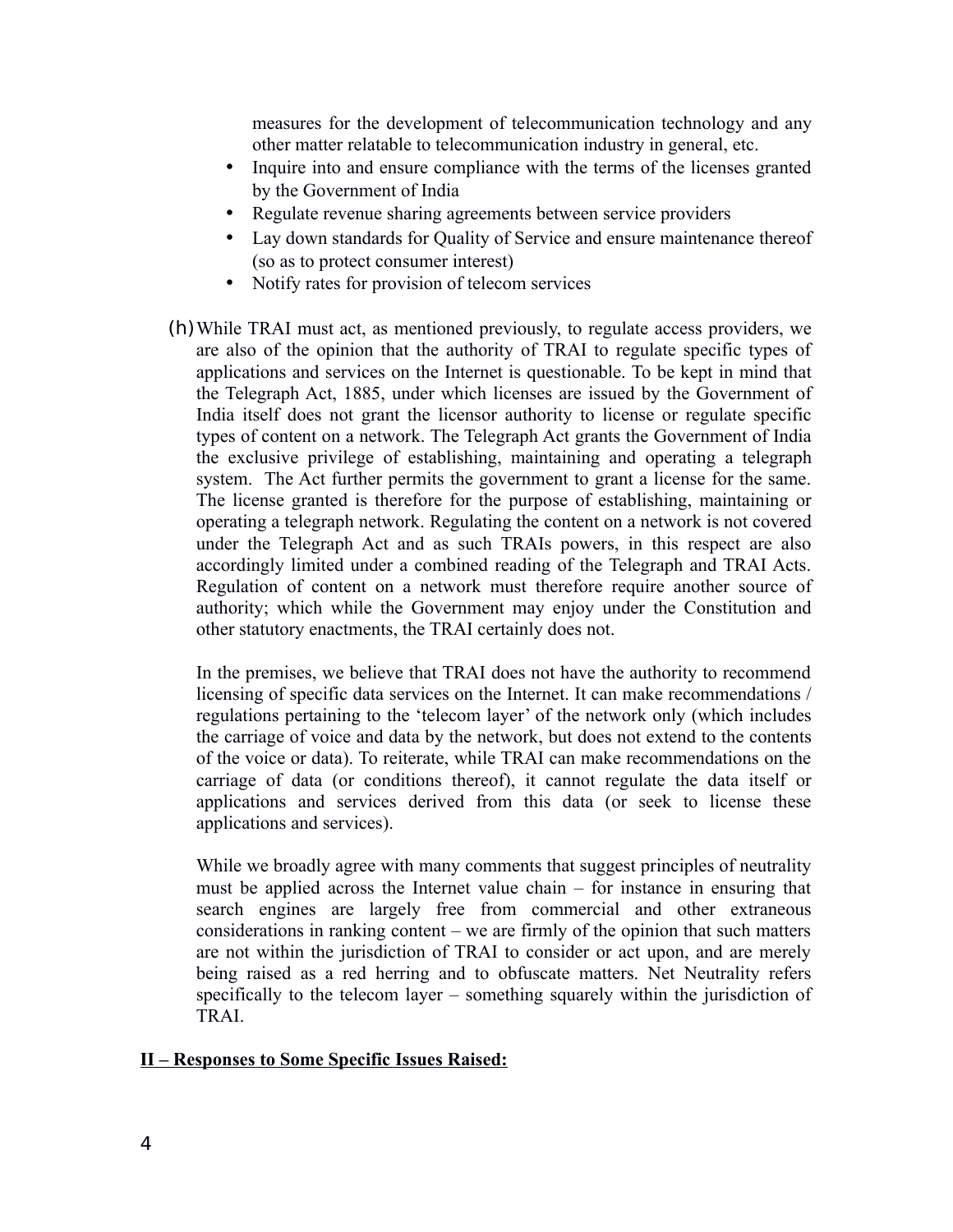measures for the development of telecommunication technology and any other matter relatable to telecommunication industry in general, etc.

- Inquire into and ensure compliance with the terms of the licenses granted by the Government of India
- Regulate revenue sharing agreements between service providers
- Lay down standards for Quality of Service and ensure maintenance thereof (so as to protect consumer interest)
- Notify rates for provision of telecom services

(h) While TRAI must act, as mentioned previously, to regulate access providers, we are also of the opinion that the authority of TRAI to regulate specific types of applications and services on the Internet is questionable. To be kept in mind that the Telegraph Act, 1885, under which licenses are issued by the Government of India itself does not grant the licensor authority to license or regulate specific types of content on a network. The Telegraph Act grants the Government of India the exclusive privilege of establishing, maintaining and operating a telegraph system. The Act further permits the government to grant a license for the same. The license granted is therefore for the purpose of establishing, maintaining or operating a telegraph network. Regulating the content on a network is not covered under the Telegraph Act and as such TRAIs powers, in this respect are also accordingly limited under a combined reading of the Telegraph and TRAI Acts. Regulation of content on a network must therefore require another source of authority; which while the Government may enjoy under the Constitution and other statutory enactments, the TRAI certainly does not.

In the premises, we believe that TRAI does not have the authority to recommend licensing of specific data services on the Internet. It can make recommendations / regulations pertaining to the 'telecom layer' of the network only (which includes the carriage of voice and data by the network, but does not extend to the contents of the voice or data). To reiterate, while TRAI can make recommendations on the carriage of data (or conditions thereof), it cannot regulate the data itself or applications and services derived from this data (or seek to license these applications and services).

While we broadly agree with many comments that suggest principles of neutrality must be applied across the Internet value chain – for instance in ensuring that search engines are largely free from commercial and other extraneous considerations in ranking content – we are firmly of the opinion that such matters are not within the jurisdiction of TRAI to consider or act upon, and are merely being raised as a red herring and to obfuscate matters. Net Neutrality refers specifically to the telecom layer – something squarely within the jurisdiction of TRAI.

**II – Responses to Some Specific Issues Raised:**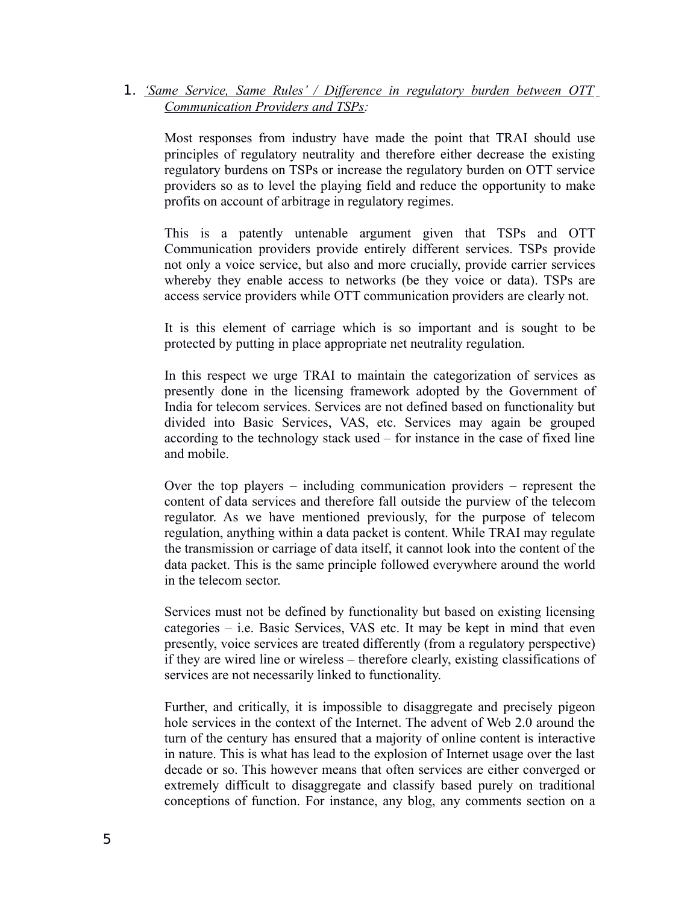1. *‘Same Service, Same Rules’ / Difference in regulatory burden between OTT Communication Providers and TSPs:*

   Most responses from industry have made the point that TRAI should use principles of regulatory neutrality and therefore either decrease the existing regulatory burdens on TSPs or increase the regulatory burden on OTT service providers so as to level the playing field and reduce the opportunity to make profits on account of arbitrage in regulatory regimes.

   This is a patently untenable argument given that TSPs and OTT Communication providers provide entirely different services. TSPs provide not only a voice service, but also and more crucially, provide carrier services whereby they enable access to networks (be they voice or data). TSPs are access service providers while OTT communication providers are clearly not.

   It is this element of carriage which is so important and is sought to be protected by putting in place appropriate net neutrality regulation.

   In this respect we urge TRAI to maintain the categorization of services as presently done in the licensing framework adopted by the Government of India for telecom services. Services are not defined based on functionality but divided into Basic Services, VAS, etc. Services may again be grouped according to the technology stack used – for instance in the case of fixed line and mobile.

   Over the top players – including communication providers – represent the content of data services and therefore fall outside the purview of the telecom regulator. As we have mentioned previously, for the purpose of telecom regulation, anything within a data packet is content. While TRAI may regulate the transmission or carriage of data itself, it cannot look into the content of the data packet. This is the same principle followed everywhere around the world in the telecom sector.

   Services must not be defined by functionality but based on existing licensing categories – i.e. Basic Services, VAS etc. It may be kept in mind that even presently, voice services are treated differently (from a regulatory perspective) if they are wired line or wireless – therefore clearly, existing classifications of services are not necessarily linked to functionality.

   Further, and critically, it is impossible to disaggregate and precisely pigeon hole services in the context of the Internet. The advent of Web 2.0 around the turn of the century has ensured that a majority of online content is interactive in nature. This is what has lead to the explosion of Internet usage over the last decade or so. This however means that often services are either converged or extremely difficult to disaggregate and classify based purely on traditional conceptions of function. For instance, any blog, any comments section on a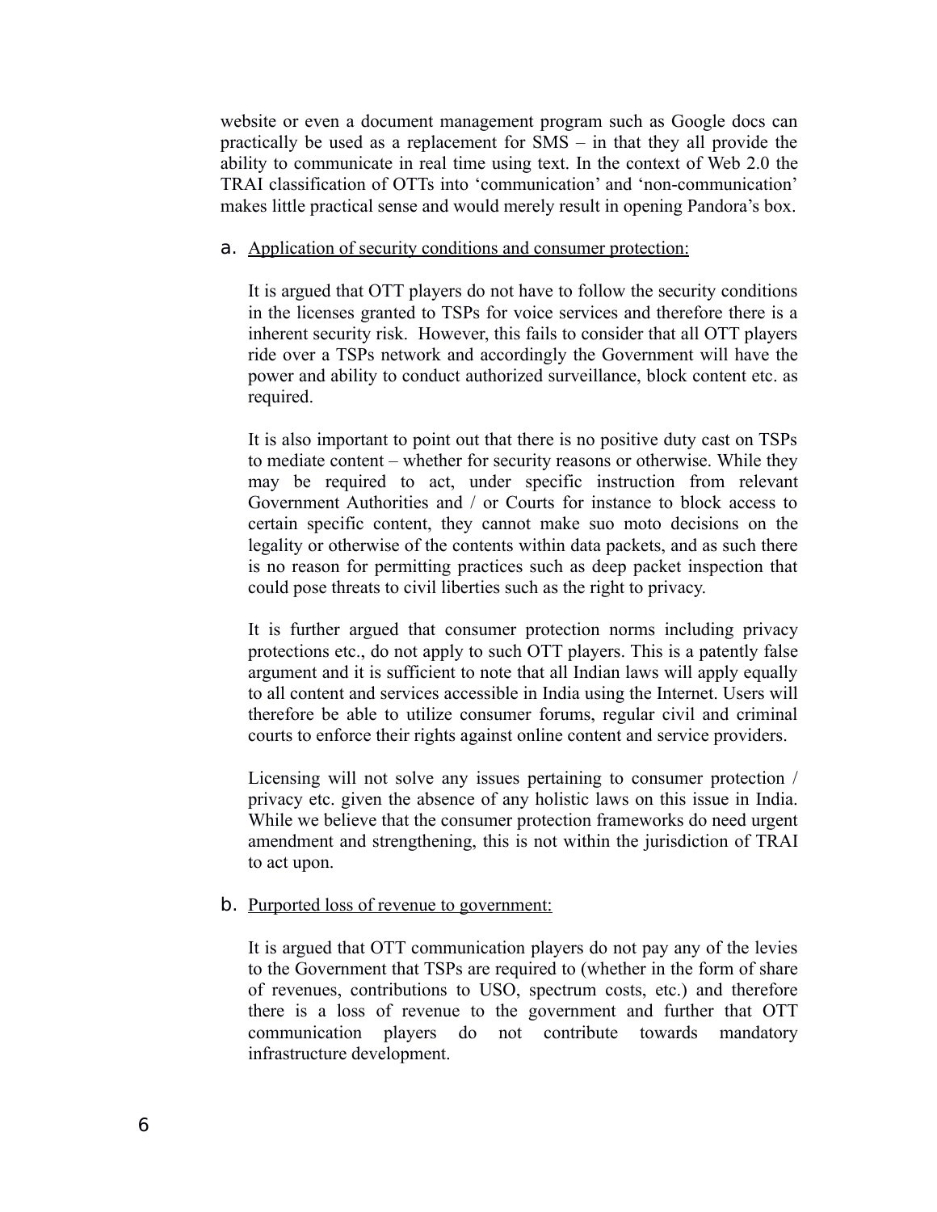website or even a document management program such as Google docs can practically be used as a replacement for SMS – in that they all provide the ability to communicate in real time using text. In the context of Web 2.0 the TRAI classification of OTTs into 'communication' and 'non-communication' makes little practical sense and would merely result in opening Pandora's box.

a. <u>Application of security conditions and consumer protection:</u>

   It is argued that OTT players do not have to follow the security conditions in the licenses granted to TSPs for voice services and therefore there is a inherent security risk. However, this fails to consider that all OTT players ride over a TSPs network and accordingly the Government will have the power and ability to conduct authorized surveillance, block content etc. as required.

   It is also important to point out that there is no positive duty cast on TSPs to mediate content – whether for security reasons or otherwise. While they may be required to act, under specific instruction from relevant Government Authorities and / or Courts for instance to block access to certain specific content, they cannot make suo moto decisions on the legality or otherwise of the contents within data packets, and as such there is no reason for permitting practices such as deep packet inspection that could pose threats to civil liberties such as the right to privacy.

   It is further argued that consumer protection norms including privacy protections etc., do not apply to such OTT players. This is a patently false argument and it is sufficient to note that all Indian laws will apply equally to all content and services accessible in India using the Internet. Users will therefore be able to utilize consumer forums, regular civil and criminal courts to enforce their rights against online content and service providers.

   Licensing will not solve any issues pertaining to consumer protection / privacy etc. given the absence of any holistic laws on this issue in India. While we believe that the consumer protection frameworks do need urgent amendment and strengthening, this is not within the jurisdiction of TRAI to act upon.

b. <u>Purported loss of revenue to government:</u>

   It is argued that OTT communication players do not pay any of the levies to the Government that TSPs are required to (whether in the form of share of revenues, contributions to USO, spectrum costs, etc.) and therefore there is a loss of revenue to the government and further that OTT communication players do not contribute towards mandatory infrastructure development.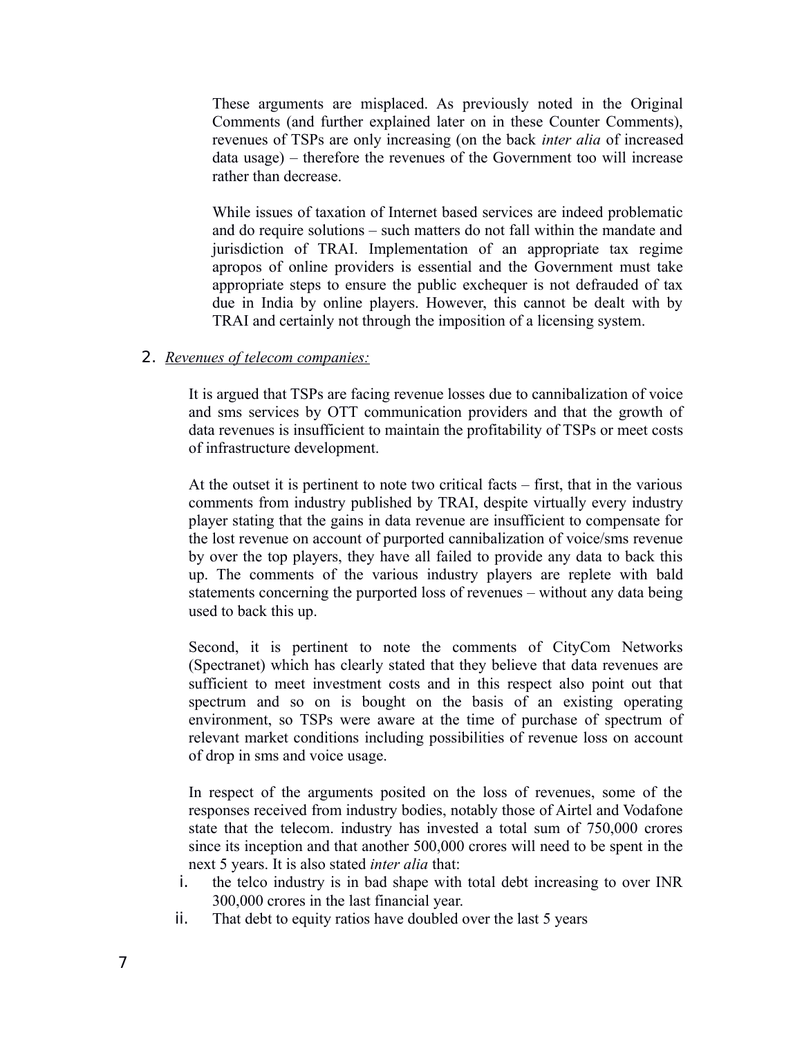These arguments are misplaced. As previously noted in the Original Comments (and further explained later on in these Counter Comments), revenues of TSPs are only increasing (on the back *inter alia* of increased data usage) – therefore the revenues of the Government too will increase rather than decrease.

While issues of taxation of Internet based services are indeed problematic and do require solutions – such matters do not fall within the mandate and jurisdiction of TRAI. Implementation of an appropriate tax regime apropos of online providers is essential and the Government must take appropriate steps to ensure the public exchequer is not defrauded of tax due in India by online players. However, this cannot be dealt with by TRAI and certainly not through the imposition of a licensing system.

2. *Revenues of telecom companies:*

It is argued that TSPs are facing revenue losses due to cannibalization of voice and sms services by OTT communication providers and that the growth of data revenues is insufficient to maintain the profitability of TSPs or meet costs of infrastructure development.

At the outset it is pertinent to note two critical facts – first, that in the various comments from industry published by TRAI, despite virtually every industry player stating that the gains in data revenue are insufficient to compensate for the lost revenue on account of purported cannibalization of voice/sms revenue by over the top players, they have all failed to provide any data to back this up. The comments of the various industry players are replete with bald statements concerning the purported loss of revenues – without any data being used to back this up.

Second, it is pertinent to note the comments of CityCom Networks (Spectranet) which has clearly stated that they believe that data revenues are sufficient to meet investment costs and in this respect also point out that spectrum and so on is bought on the basis of an existing operating environment, so TSPs were aware at the time of purchase of spectrum of relevant market conditions including possibilities of revenue loss on account of drop in sms and voice usage.

In respect of the arguments posited on the loss of revenues, some of the responses received from industry bodies, notably those of Airtel and Vodafone state that the telecom. industry has invested a total sum of 750,000 crores since its inception and that another 500,000 crores will need to be spent in the next 5 years. It is also stated *inter alia* that:

i. the telco industry is in bad shape with total debt increasing to over INR 300,000 crores in the last financial year.
ii. That debt to equity ratios have doubled over the last 5 years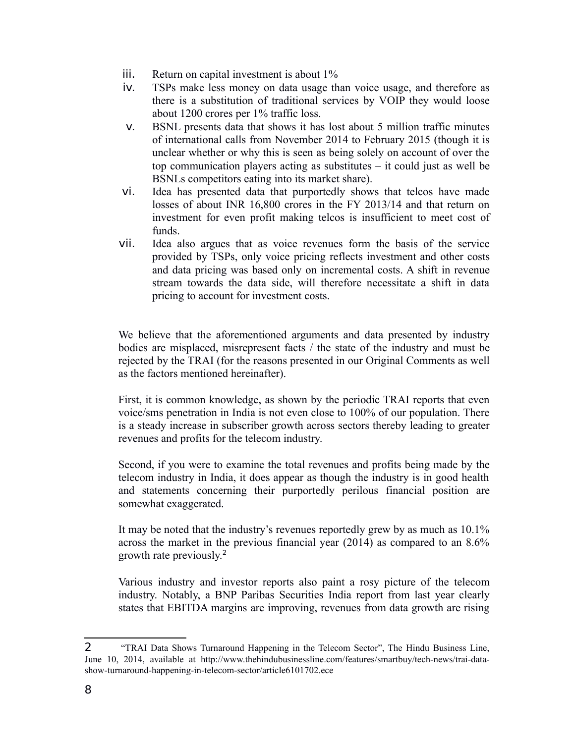iii. Return on capital investment is about 1%

iv. TSPs make less money on data usage than voice usage, and therefore as there is a substitution of traditional services by VOIP they would loose about 1200 crores per 1% traffic loss.

v. BSNL presents data that shows it has lost about 5 million traffic minutes of international calls from November 2014 to February 2015 (though it is unclear whether or why this is seen as being solely on account of over the top communication players acting as substitutes – it could just as well be BSNLs competitors eating into its market share).

vi. Idea has presented data that purportedly shows that telcos have made losses of about INR 16,800 crores in the FY 2013/14 and that return on investment for even profit making telcos is insufficient to meet cost of funds.

vii. Idea also argues that as voice revenues form the basis of the service provided by TSPs, only voice pricing reflects investment and other costs and data pricing was based only on incremental costs. A shift in revenue stream towards the data side, will therefore necessitate a shift in data pricing to account for investment costs.

We believe that the aforementioned arguments and data presented by industry bodies are misplaced, misrepresent facts / the state of the industry and must be rejected by the TRAI (for the reasons presented in our Original Comments as well as the factors mentioned hereinafter).

First, it is common knowledge, as shown by the periodic TRAI reports that even voice/sms penetration in India is not even close to 100% of our population. There is a steady increase in subscriber growth across sectors thereby leading to greater revenues and profits for the telecom industry.

Second, if you were to examine the total revenues and profits being made by the telecom industry in India, it does appear as though the industry is in good health and statements concerning their purportedly perilous financial position are somewhat exaggerated.

It may be noted that the industry's revenues reportedly grew by as much as 10.1% across the market in the previous financial year (2014) as compared to an 8.6% growth rate previously.[2]

Various industry and investor reports also paint a rosy picture of the telecom industry. Notably, a BNP Paribas Securities India report from last year clearly states that EBITDA margins are improving, revenues from data growth are rising

---

[2] "TRAI Data Shows Turnaround Happening in the Telecom Sector", The Hindu Business Line, June 10, 2014, available at http://www.thehindubusinessline.com/features/smartbuy/tech-news/trai-data-show-turnaround-happening-in-telecom-sector/article6101702.ece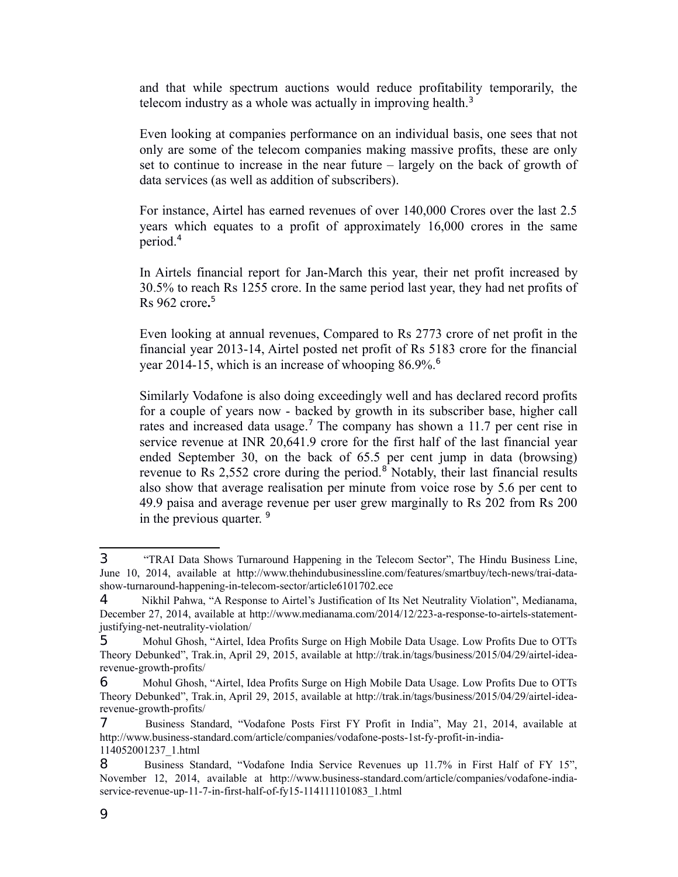and that while spectrum auctions would reduce profitability temporarily, the telecom industry as a whole was actually in improving health.[3]

Even looking at companies performance on an individual basis, one sees that not only are some of the telecom companies making massive profits, these are only set to continue to increase in the near future – largely on the back of growth of data services (as well as addition of subscribers).

For instance, Airtel has earned revenues of over 140,000 Crores over the last 2.5 years which equates to a profit of approximately 16,000 crores in the same period.[4]

In Airtels financial report for Jan-March this year, their net profit increased by 30.5% to reach Rs 1255 crore. In the same period last year, they had net profits of Rs 962 crore**.**[5]

Even looking at annual revenues, Compared to Rs 2773 crore of net profit in the financial year 2013-14, Airtel posted net profit of Rs 5183 crore for the financial year 2014-15, which is an increase of whooping 86.9%.[6]

Similarly Vodafone is also doing exceedingly well and has declared record profits for a couple of years now - backed by growth in its subscriber base, higher call rates and increased data usage.[7] The company has shown a 11.7 per cent rise in service revenue at INR 20,641.9 crore for the first half of the last financial year ended September 30, on the back of 65.5 per cent jump in data (browsing) revenue to Rs 2,552 crore during the period.[8] Notably, their last financial results also show that average realisation per minute from voice rose by 5.6 per cent to 49.9 paisa and average revenue per user grew marginally to Rs 202 from Rs 200 in the previous quarter. [9]

---

3 "TRAI Data Shows Turnaround Happening in the Telecom Sector", The Hindu Business Line, June 10, 2014, available at http://www.thehindubusinessline.com/features/smartbuy/tech-news/trai-data-show-turnaround-happening-in-telecom-sector/article6101702.ece

4 Nikhil Pahwa, "A Response to Airtel's Justification of Its Net Neutrality Violation", Medianama, December 27, 2014, available at http://www.medianama.com/2014/12/223-a-response-to-airtels-statement-justifying-net-neutrality-violation/

5 Mohul Ghosh, "Airtel, Idea Profits Surge on High Mobile Data Usage. Low Profits Due to OTTs Theory Debunked", Trak.in, April 29, 2015, available at http://trak.in/tags/business/2015/04/29/airtel-idea-revenue-growth-profits/

6 Mohul Ghosh, "Airtel, Idea Profits Surge on High Mobile Data Usage. Low Profits Due to OTTs Theory Debunked", Trak.in, April 29, 2015, available at http://trak.in/tags/business/2015/04/29/airtel-idea-revenue-growth-profits/

7 Business Standard, "Vodafone Posts First FY Profit in India", May 21, 2014, available at http://www.business-standard.com/article/companies/vodafone-posts-1st-fy-profit-in-india-114052001237_1.html

8 Business Standard, "Vodafone India Service Revenues up 11.7% in First Half of FY 15", November 12, 2014, available at http://www.business-standard.com/article/companies/vodafone-india-service-revenue-up-11-7-in-first-half-of-fy15-114111101083_1.html

9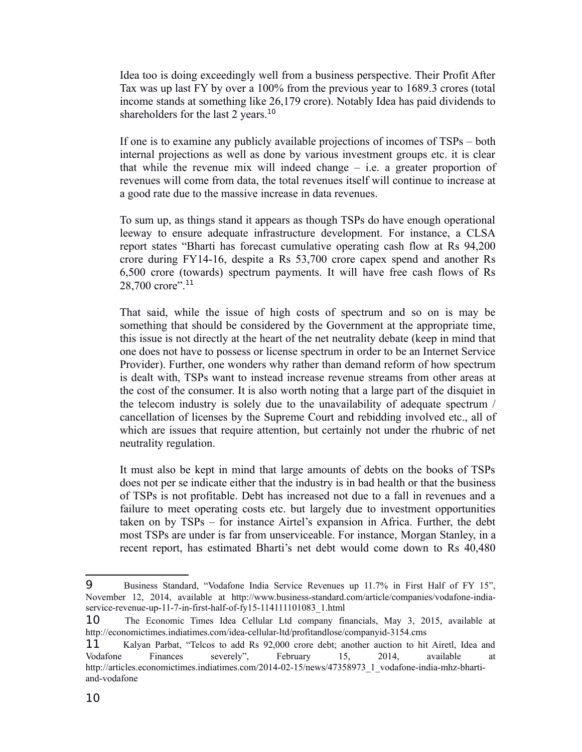Idea too is doing exceedingly well from a business perspective. Their Profit After Tax was up last FY by over a 100% from the previous year to 1689.3 crores (total income stands at something like 26,179 crore). Notably Idea has paid dividends to shareholders for the last 2 years.[10]

If one is to examine any publicly available projections of incomes of TSPs – both internal projections as well as done by various investment groups etc. it is clear that while the revenue mix will indeed change – i.e. a greater proportion of revenues will come from data, the total revenues itself will continue to increase at a good rate due to the massive increase in data revenues.

To sum up, as things stand it appears as though TSPs do have enough operational leeway to ensure adequate infrastructure development. For instance, a CLSA report states "Bharti has forecast cumulative operating cash flow at Rs 94,200 crore during FY14-16, despite a Rs 53,700 crore capex spend and another Rs 6,500 crore (towards) spectrum payments. It will have free cash flows of Rs 28,700 crore".[11]

That said, while the issue of high costs of spectrum and so on is may be something that should be considered by the Government at the appropriate time, this issue is not directly at the heart of the net neutrality debate (keep in mind that one does not have to possess or license spectrum in order to be an Internet Service Provider). Further, one wonders why rather than demand reform of how spectrum is dealt with, TSPs want to instead increase revenue streams from other areas at the cost of the consumer. It is also worth noting that a large part of the disquiet in the telecom industry is solely due to the unavailability of adequate spectrum / cancellation of licenses by the Supreme Court and rebidding involved etc., all of which are issues that require attention, but certainly not under the rhubric of net neutrality regulation.

It must also be kept in mind that large amounts of debts on the books of TSPs does not per se indicate either that the industry is in bad health or that the business of TSPs is not profitable. Debt has increased not due to a fall in revenues and a failure to meet operating costs etc. but largely due to investment opportunities taken on by TSPs – for instance Airtel's expansion in Africa. Further, the debt most TSPs are under is far from unserviceable. For instance, Morgan Stanley, in a recent report, has estimated Bharti's net debt would come down to Rs 40,480

---

9 Business Standard, "Vodafone India Service Revenues up 11.7% in First Half of FY 15", November 12, 2014, available at http://www.business-standard.com/article/companies/vodafone-india-service-revenue-up-11-7-in-first-half-of-fy15-114111101083_1.html

10 The Economic Times Idea Cellular Ltd company financials, May 3, 2015, available at http://economictimes.indiatimes.com/idea-cellular-ltd/profitandlose/companyid-3154.cms

11 Kalyan Parbat, "Telcos to add Rs 92,000 crore debt; another auction to hit Airetl, Idea and Vodafone Finances severely", February 15, 2014, available at http://articles.economictimes.indiatimes.com/2014-02-15/news/47358973_1_vodafone-india-mhz-bharti-and-vodafone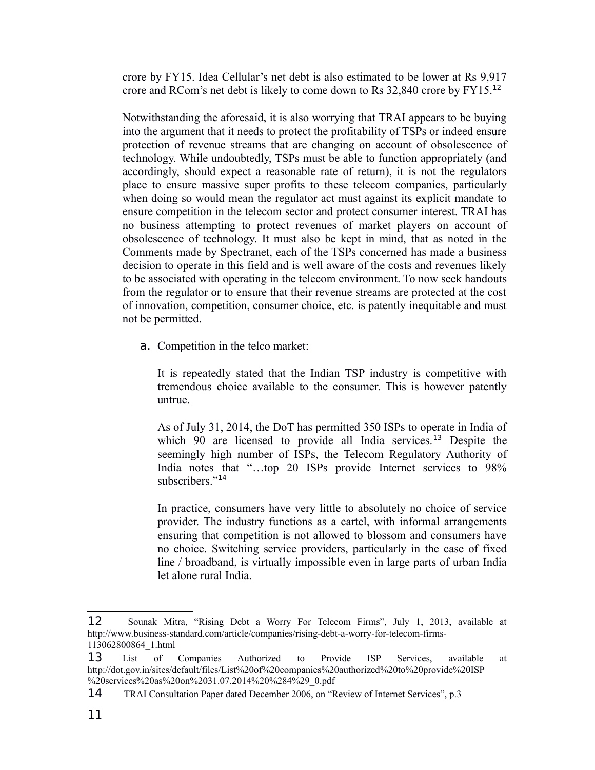crore by FY15. Idea Cellular's net debt is also estimated to be lower at Rs 9,917 crore and RCom's net debt is likely to come down to Rs 32,840 crore by FY15.[12]

Notwithstanding the aforesaid, it is also worrying that TRAI appears to be buying into the argument that it needs to protect the profitability of TSPs or indeed ensure protection of revenue streams that are changing on account of obsolescence of technology. While undoubtedly, TSPs must be able to function appropriately (and accordingly, should expect a reasonable rate of return), it is not the regulators place to ensure massive super profits to these telecom companies, particularly when doing so would mean the regulator act must against its explicit mandate to ensure competition in the telecom sector and protect consumer interest. TRAI has no business attempting to protect revenues of market players on account of obsolescence of technology. It must also be kept in mind, that as noted in the Comments made by Spectranet, each of the TSPs concerned has made a business decision to operate in this field and is well aware of the costs and revenues likely to be associated with operating in the telecom environment. To now seek handouts from the regulator or to ensure that their revenue streams are protected at the cost of innovation, competition, consumer choice, etc. is patently inequitable and must not be permitted.

a. Competition in the telco market:

It is repeatedly stated that the Indian TSP industry is competitive with tremendous choice available to the consumer. This is however patently untrue.

As of July 31, 2014, the DoT has permitted 350 ISPs to operate in India of which 90 are licensed to provide all India services.[13] Despite the seemingly high number of ISPs, the Telecom Regulatory Authority of India notes that "…top 20 ISPs provide Internet services to 98% subscribers."[14]

In practice, consumers have very little to absolutely no choice of service provider. The industry functions as a cartel, with informal arrangements ensuring that competition is not allowed to blossom and consumers have no choice. Switching service providers, particularly in the case of fixed line / broadband, is virtually impossible even in large parts of urban India let alone rural India.

---

12 Sounak Mitra, "Rising Debt a Worry For Telecom Firms", July 1, 2013, available at http://www.business-standard.com/article/companies/rising-debt-a-worry-for-telecom-firms-113062800864_1.html

13 List of Companies Authorized to Provide ISP Services, available at http://dot.gov.in/sites/default/files/List%20of%20companies%20authorized%20to%20provide%20ISP%20services%20as%20on%2031.07.2014%20%284%29_0.pdf

14 TRAI Consultation Paper dated December 2006, on "Review of Internet Services", p.3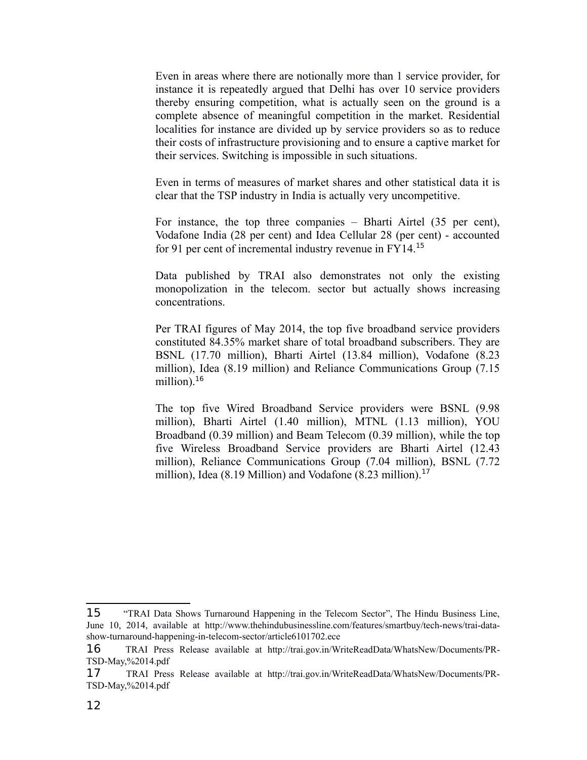Even in areas where there are notionally more than 1 service provider, for instance it is repeatedly argued that Delhi has over 10 service providers thereby ensuring competition, what is actually seen on the ground is a complete absence of meaningful competition in the market. Residential localities for instance are divided up by service providers so as to reduce their costs of infrastructure provisioning and to ensure a captive market for their services. Switching is impossible in such situations.

Even in terms of measures of market shares and other statistical data it is clear that the TSP industry in India is actually very uncompetitive.

For instance, the top three companies – Bharti Airtel (35 per cent), Vodafone India (28 per cent) and Idea Cellular 28 (per cent) - accounted for 91 per cent of incremental industry revenue in FY14.[15]

Data published by TRAI also demonstrates not only the existing monopolization in the telecom. sector but actually shows increasing concentrations.

Per TRAI figures of May 2014, the top five broadband service providers constituted 84.35% market share of total broadband subscribers. They are BSNL (17.70 million), Bharti Airtel (13.84 million), Vodafone (8.23 million), Idea (8.19 million) and Reliance Communications Group (7.15 million).[16]

The top five Wired Broadband Service providers were BSNL (9.98 million), Bharti Airtel (1.40 million), MTNL (1.13 million), YOU Broadband (0.39 million) and Beam Telecom (0.39 million), while the top five Wireless Broadband Service providers are Bharti Airtel (12.43 million), Reliance Communications Group (7.04 million), BSNL (7.72 million), Idea (8.19 Million) and Vodafone (8.23 million).[17]

---

15 "TRAI Data Shows Turnaround Happening in the Telecom Sector", The Hindu Business Line, June 10, 2014, available at http://www.thehindubusinessline.com/features/smartbuy/tech-news/trai-data-show-turnaround-happening-in-telecom-sector/article6101702.ece

16 TRAI Press Release available at http://trai.gov.in/WriteReadData/WhatsNew/Documents/PR-TSD-May,%2014.pdf

17 TRAI Press Release available at http://trai.gov.in/WriteReadData/WhatsNew/Documents/PR-TSD-May,%2014.pdf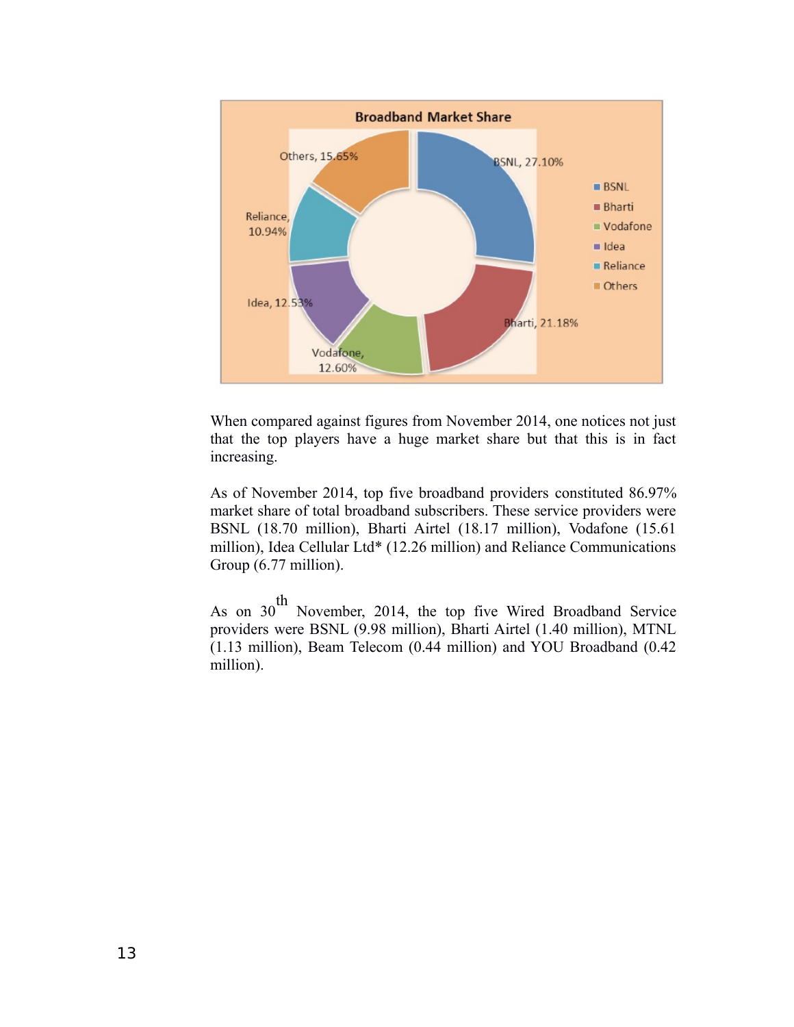**Broadband Market Share**

| Provider | Market Share |
|---|---|
| BSNL | 27.10% |
| Bharti | 21.18% |
| Vodafone | 12.60% |
| Idea | 12.53% |
| Reliance | 10.94% |
| Others | 15.65% |

When compared against figures from November 2014, one notices not just that the top players have a huge market share but that this is in fact increasing.

As of November 2014, top five broadband providers constituted 86.97% market share of total broadband subscribers. These service providers were BSNL (18.70 million), Bharti Airtel (18.17 million), Vodafone (15.61 million), Idea Cellular Ltd* (12.26 million) and Reliance Communications Group (6.77 million).

As on 30th November, 2014, the top five Wired Broadband Service providers were BSNL (9.98 million), Bharti Airtel (1.40 million), MTNL (1.13 million), Beam Telecom (0.44 million) and YOU Broadband (0.42 million).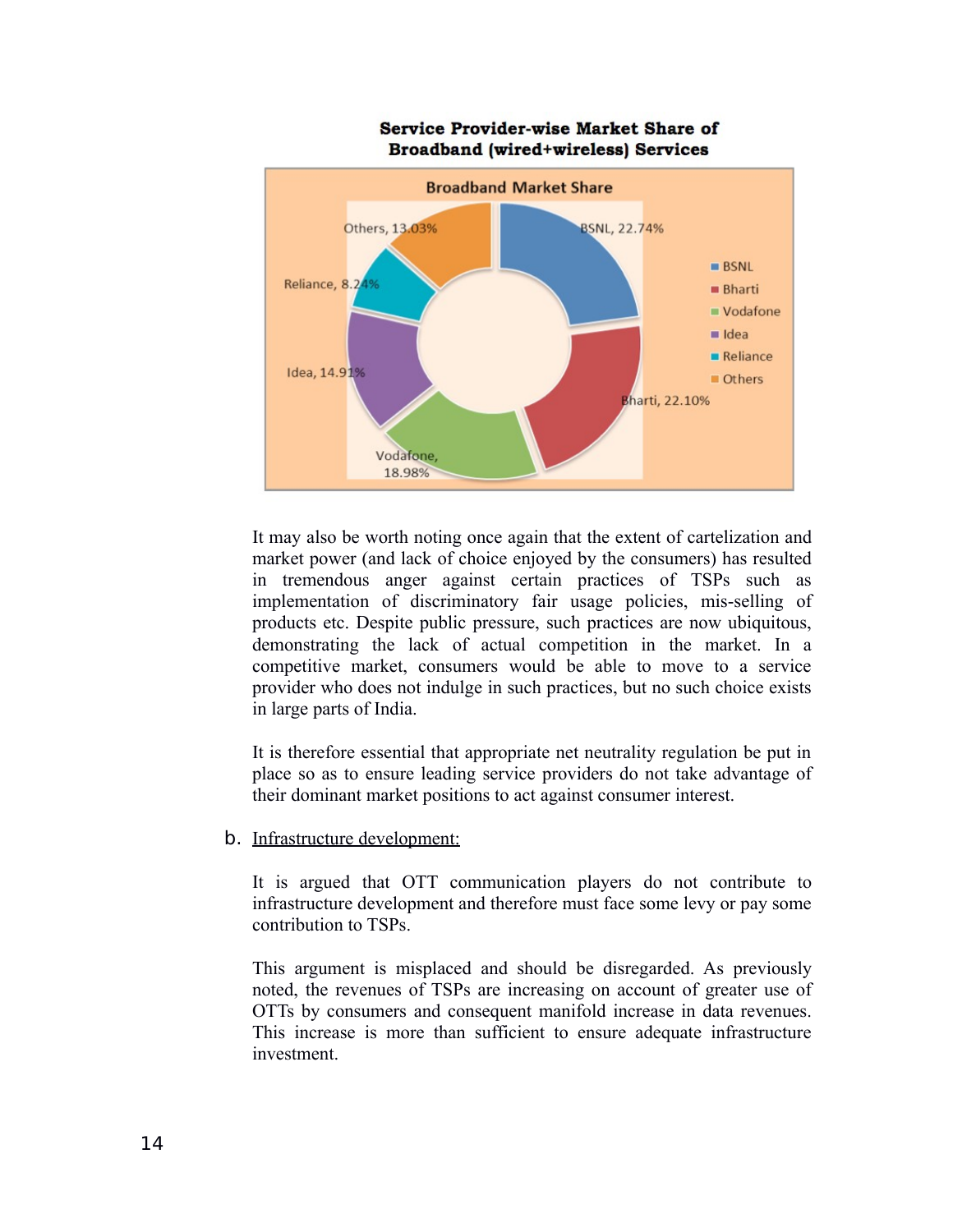**Service Provider-wise Market Share of Broadband (wired+wireless) Services**

It may also be worth noting once again that the extent of cartelization and market power (and lack of choice enjoyed by the consumers) has resulted in tremendous anger against certain practices of TSPs such as implementation of discriminatory fair usage policies, mis-selling of products etc. Despite public pressure, such practices are now ubiquitous, demonstrating the lack of actual competition in the market. In a competitive market, consumers would be able to move to a service provider who does not indulge in such practices, but no such choice exists in large parts of India.

It is therefore essential that appropriate net neutrality regulation be put in place so as to ensure leading service providers do not take advantage of their dominant market positions to act against consumer interest.

b. Infrastructure development:

It is argued that OTT communication players do not contribute to infrastructure development and therefore must face some levy or pay some contribution to TSPs.

This argument is misplaced and should be disregarded. As previously noted, the revenues of TSPs are increasing on account of greater use of OTTs by consumers and consequent manifold increase in data revenues. This increase is more than sufficient to ensure adequate infrastructure investment.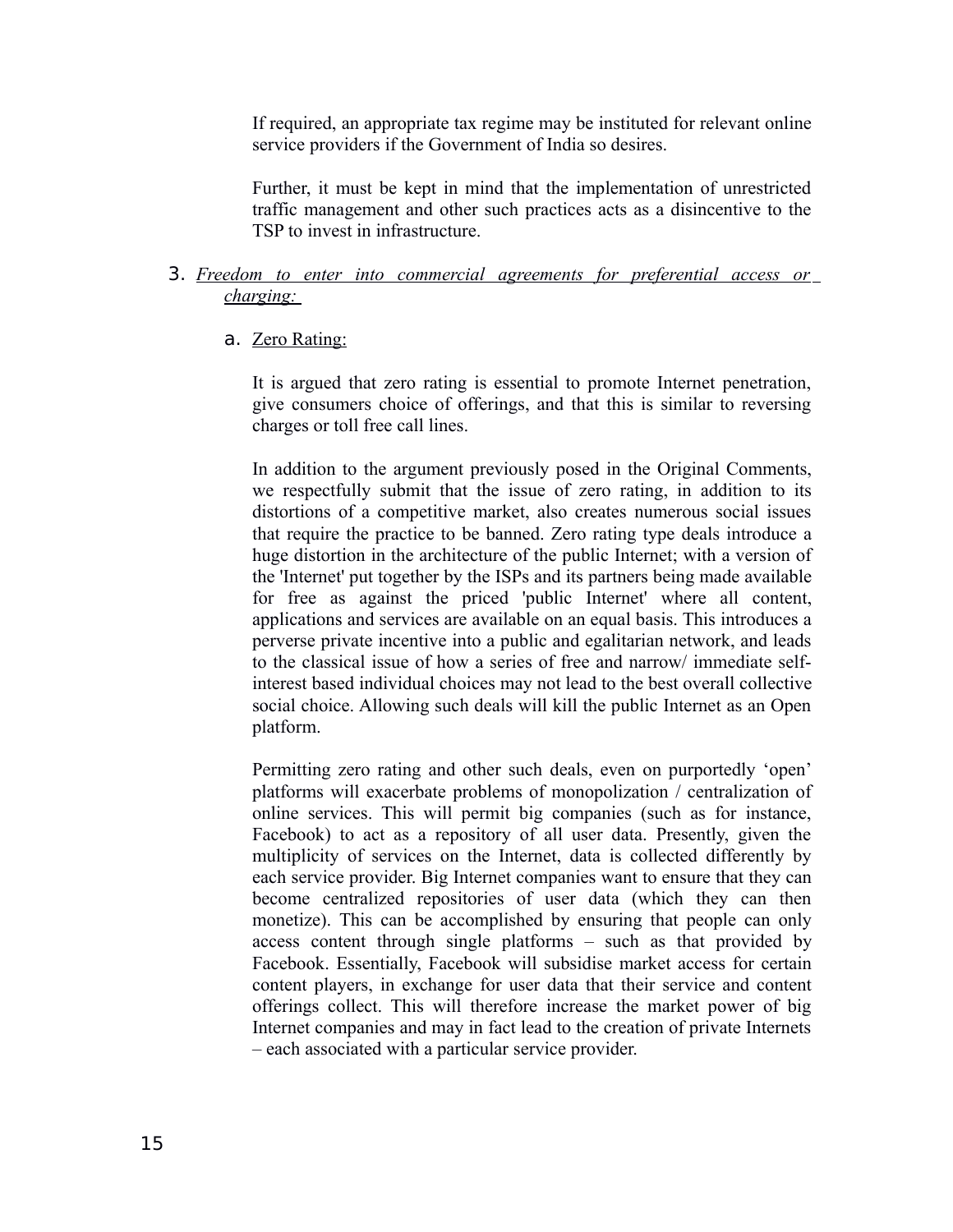If required, an appropriate tax regime may be instituted for relevant online service providers if the Government of India so desires.

Further, it must be kept in mind that the implementation of unrestricted traffic management and other such practices acts as a disincentive to the TSP to invest in infrastructure.

3. *Freedom to enter into commercial agreements for preferential access or charging:*

   a. Zero Rating:

   It is argued that zero rating is essential to promote Internet penetration, give consumers choice of offerings, and that this is similar to reversing charges or toll free call lines.

   In addition to the argument previously posed in the Original Comments, we respectfully submit that the issue of zero rating, in addition to its distortions of a competitive market, also creates numerous social issues that require the practice to be banned. Zero rating type deals introduce a huge distortion in the architecture of the public Internet; with a version of the 'Internet' put together by the ISPs and its partners being made available for free as against the priced 'public Internet' where all content, applications and services are available on an equal basis. This introduces a perverse private incentive into a public and egalitarian network, and leads to the classical issue of how a series of free and narrow/ immediate self-interest based individual choices may not lead to the best overall collective social choice. Allowing such deals will kill the public Internet as an Open platform.

   Permitting zero rating and other such deals, even on purportedly 'open' platforms will exacerbate problems of monopolization / centralization of online services. This will permit big companies (such as for instance, Facebook) to act as a repository of all user data. Presently, given the multiplicity of services on the Internet, data is collected differently by each service provider. Big Internet companies want to ensure that they can become centralized repositories of user data (which they can then monetize). This can be accomplished by ensuring that people can only access content through single platforms – such as that provided by Facebook. Essentially, Facebook will subsidise market access for certain content players, in exchange for user data that their service and content offerings collect. This will therefore increase the market power of big Internet companies and may in fact lead to the creation of private Internets – each associated with a particular service provider.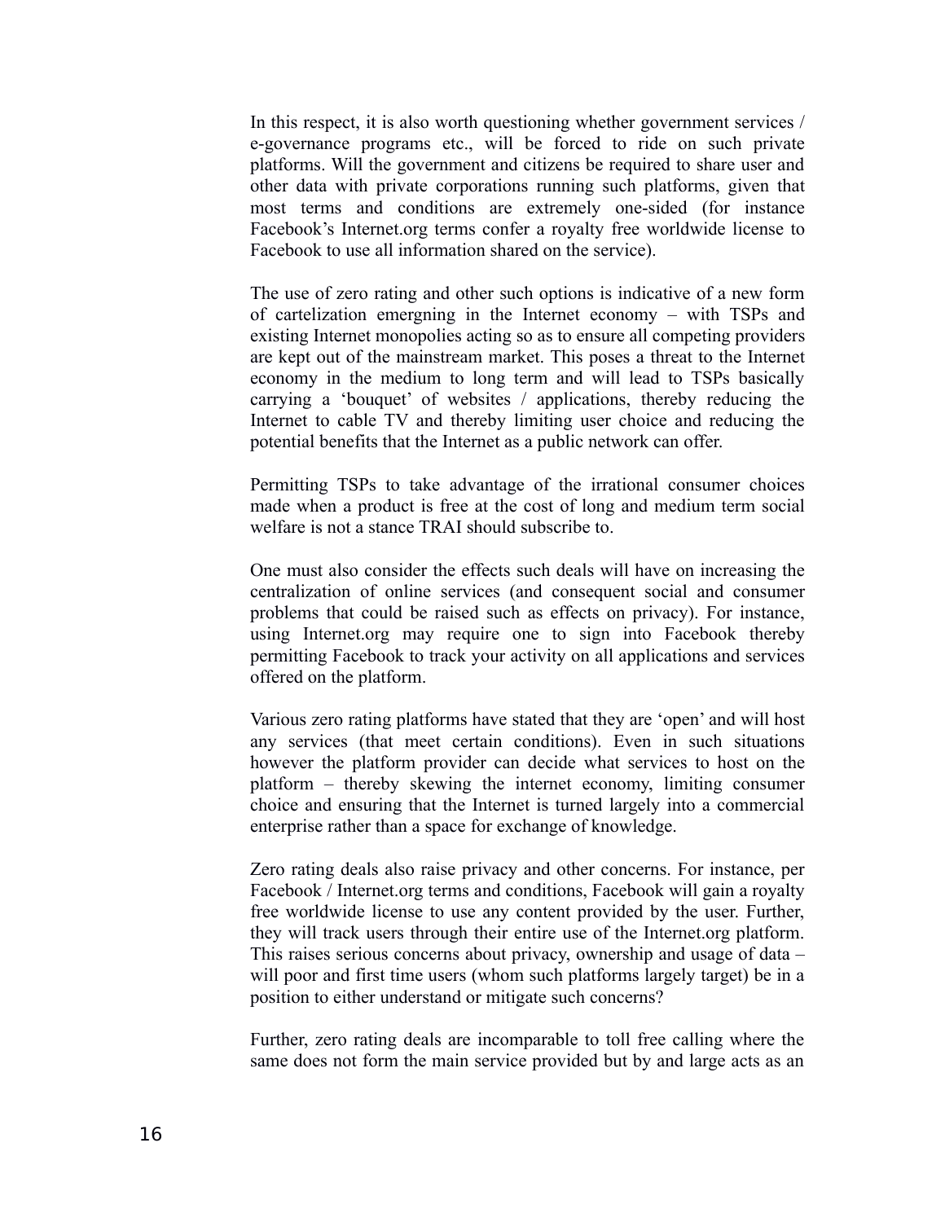In this respect, it is also worth questioning whether government services / e-governance programs etc., will be forced to ride on such private platforms. Will the government and citizens be required to share user and other data with private corporations running such platforms, given that most terms and conditions are extremely one-sided (for instance Facebook's Internet.org terms confer a royalty free worldwide license to Facebook to use all information shared on the service).

The use of zero rating and other such options is indicative of a new form of cartelization emergning in the Internet economy – with TSPs and existing Internet monopolies acting so as to ensure all competing providers are kept out of the mainstream market. This poses a threat to the Internet economy in the medium to long term and will lead to TSPs basically carrying a 'bouquet' of websites / applications, thereby reducing the Internet to cable TV and thereby limiting user choice and reducing the potential benefits that the Internet as a public network can offer.

Permitting TSPs to take advantage of the irrational consumer choices made when a product is free at the cost of long and medium term social welfare is not a stance TRAI should subscribe to.

One must also consider the effects such deals will have on increasing the centralization of online services (and consequent social and consumer problems that could be raised such as effects on privacy). For instance, using Internet.org may require one to sign into Facebook thereby permitting Facebook to track your activity on all applications and services offered on the platform.

Various zero rating platforms have stated that they are 'open' and will host any services (that meet certain conditions). Even in such situations however the platform provider can decide what services to host on the platform – thereby skewing the internet economy, limiting consumer choice and ensuring that the Internet is turned largely into a commercial enterprise rather than a space for exchange of knowledge.

Zero rating deals also raise privacy and other concerns. For instance, per Facebook / Internet.org terms and conditions, Facebook will gain a royalty free worldwide license to use any content provided by the user. Further, they will track users through their entire use of the Internet.org platform. This raises serious concerns about privacy, ownership and usage of data – will poor and first time users (whom such platforms largely target) be in a position to either understand or mitigate such concerns?

Further, zero rating deals are incomparable to toll free calling where the same does not form the main service provided but by and large acts as an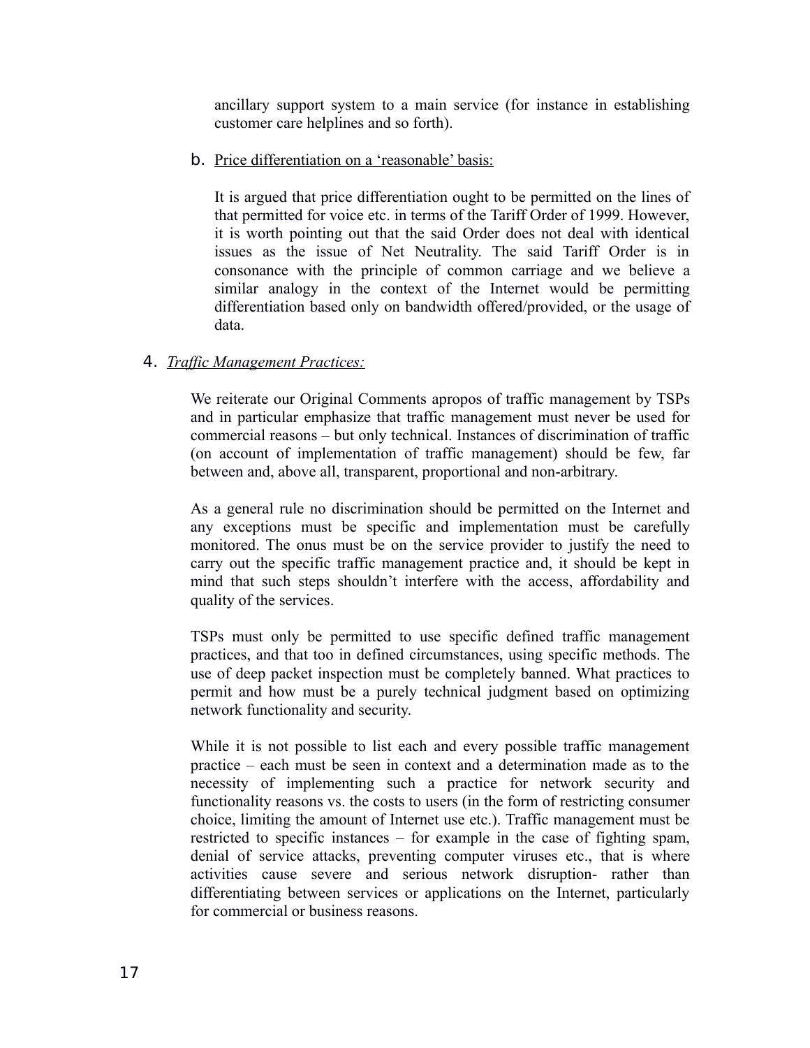ancillary support system to a main service (for instance in establishing customer care helplines and so forth).

b. Price differentiation on a 'reasonable' basis:

It is argued that price differentiation ought to be permitted on the lines of that permitted for voice etc. in terms of the Tariff Order of 1999. However, it is worth pointing out that the said Order does not deal with identical issues as the issue of Net Neutrality. The said Tariff Order is in consonance with the principle of common carriage and we believe a similar analogy in the context of the Internet would be permitting differentiation based only on bandwidth offered/provided, or the usage of data.

4. *Traffic Management Practices:*

We reiterate our Original Comments apropos of traffic management by TSPs and in particular emphasize that traffic management must never be used for commercial reasons – but only technical. Instances of discrimination of traffic (on account of implementation of traffic management) should be few, far between and, above all, transparent, proportional and non-arbitrary.

As a general rule no discrimination should be permitted on the Internet and any exceptions must be specific and implementation must be carefully monitored. The onus must be on the service provider to justify the need to carry out the specific traffic management practice and, it should be kept in mind that such steps shouldn't interfere with the access, affordability and quality of the services.

TSPs must only be permitted to use specific defined traffic management practices, and that too in defined circumstances, using specific methods. The use of deep packet inspection must be completely banned. What practices to permit and how must be a purely technical judgment based on optimizing network functionality and security.

While it is not possible to list each and every possible traffic management practice – each must be seen in context and a determination made as to the necessity of implementing such a practice for network security and functionality reasons vs. the costs to users (in the form of restricting consumer choice, limiting the amount of Internet use etc.). Traffic management must be restricted to specific instances – for example in the case of fighting spam, denial of service attacks, preventing computer viruses etc., that is where activities cause severe and serious network disruption- rather than differentiating between services or applications on the Internet, particularly for commercial or business reasons.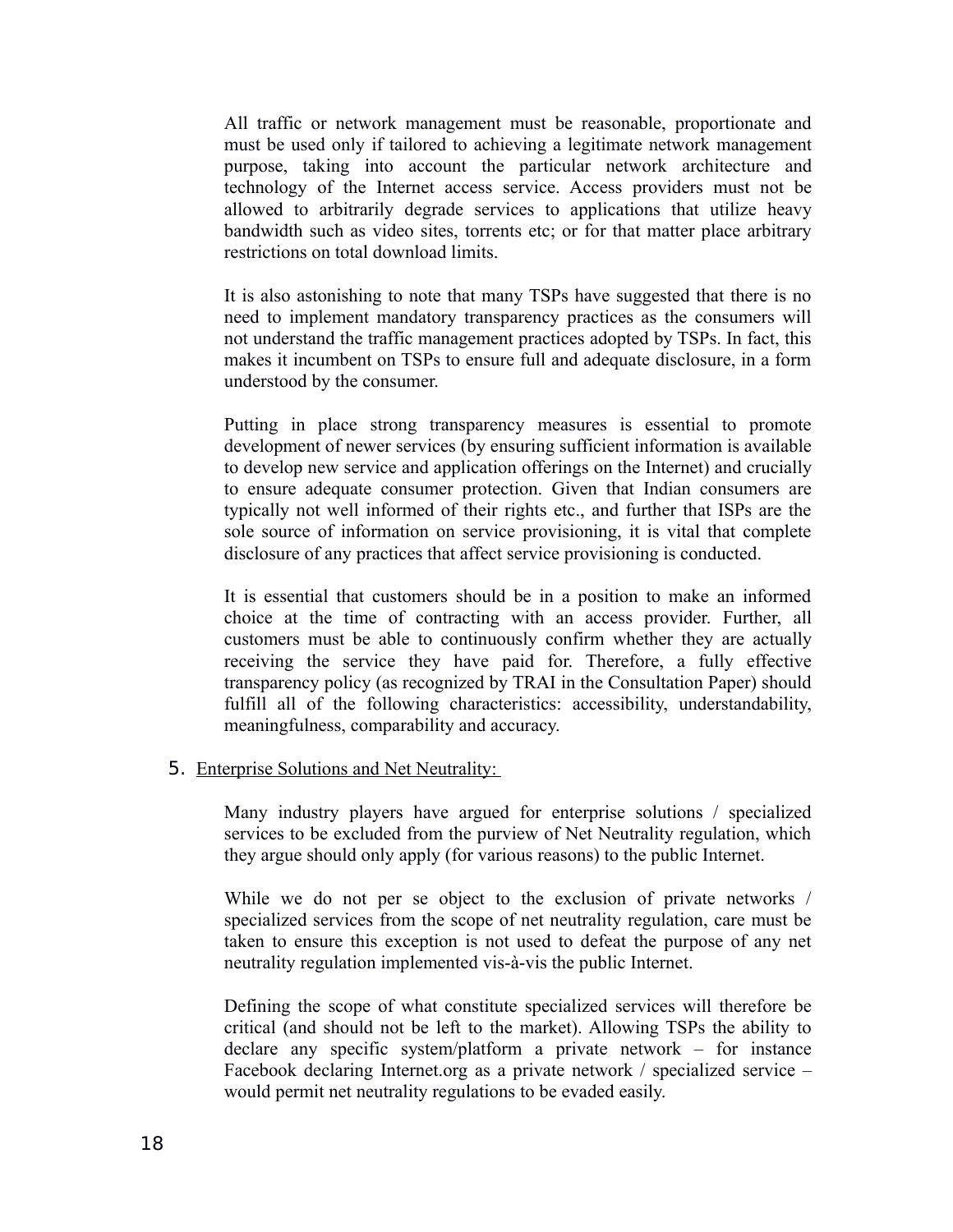All traffic or network management must be reasonable, proportionate and must be used only if tailored to achieving a legitimate network management purpose, taking into account the particular network architecture and technology of the Internet access service. Access providers must not be allowed to arbitrarily degrade services to applications that utilize heavy bandwidth such as video sites, torrents etc; or for that matter place arbitrary restrictions on total download limits.

It is also astonishing to note that many TSPs have suggested that there is no need to implement mandatory transparency practices as the consumers will not understand the traffic management practices adopted by TSPs. In fact, this makes it incumbent on TSPs to ensure full and adequate disclosure, in a form understood by the consumer.

Putting in place strong transparency measures is essential to promote development of newer services (by ensuring sufficient information is available to develop new service and application offerings on the Internet) and crucially to ensure adequate consumer protection. Given that Indian consumers are typically not well informed of their rights etc., and further that ISPs are the sole source of information on service provisioning, it is vital that complete disclosure of any practices that affect service provisioning is conducted.

It is essential that customers should be in a position to make an informed choice at the time of contracting with an access provider. Further, all customers must be able to continuously confirm whether they are actually receiving the service they have paid for. Therefore, a fully effective transparency policy (as recognized by TRAI in the Consultation Paper) should fulfill all of the following characteristics: accessibility, understandability, meaningfulness, comparability and accuracy.

5. Enterprise Solutions and Net Neutrality:

Many industry players have argued for enterprise solutions / specialized services to be excluded from the purview of Net Neutrality regulation, which they argue should only apply (for various reasons) to the public Internet.

While we do not per se object to the exclusion of private networks / specialized services from the scope of net neutrality regulation, care must be taken to ensure this exception is not used to defeat the purpose of any net neutrality regulation implemented vis-à-vis the public Internet.

Defining the scope of what constitute specialized services will therefore be critical (and should not be left to the market). Allowing TSPs the ability to declare any specific system/platform a private network – for instance Facebook declaring Internet.org as a private network / specialized service – would permit net neutrality regulations to be evaded easily.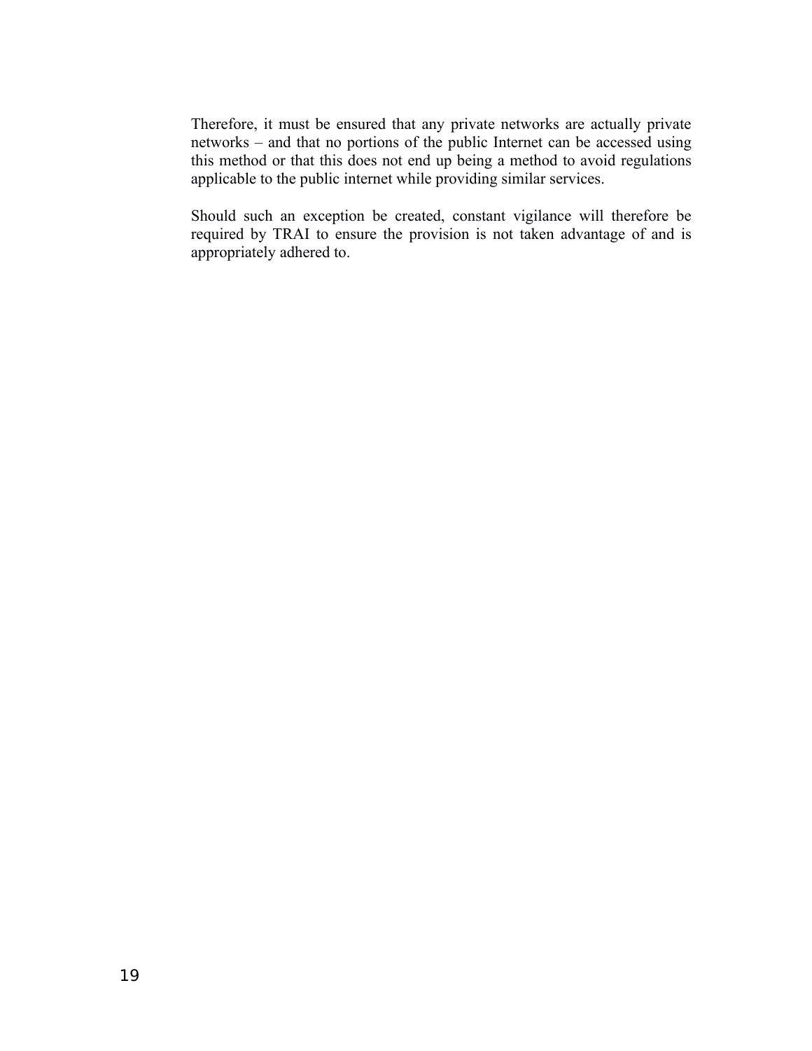Therefore, it must be ensured that any private networks are actually private networks – and that no portions of the public Internet can be accessed using this method or that this does not end up being a method to avoid regulations applicable to the public internet while providing similar services.

Should such an exception be created, constant vigilance will therefore be required by TRAI to ensure the provision is not taken advantage of and is appropriately adhered to.